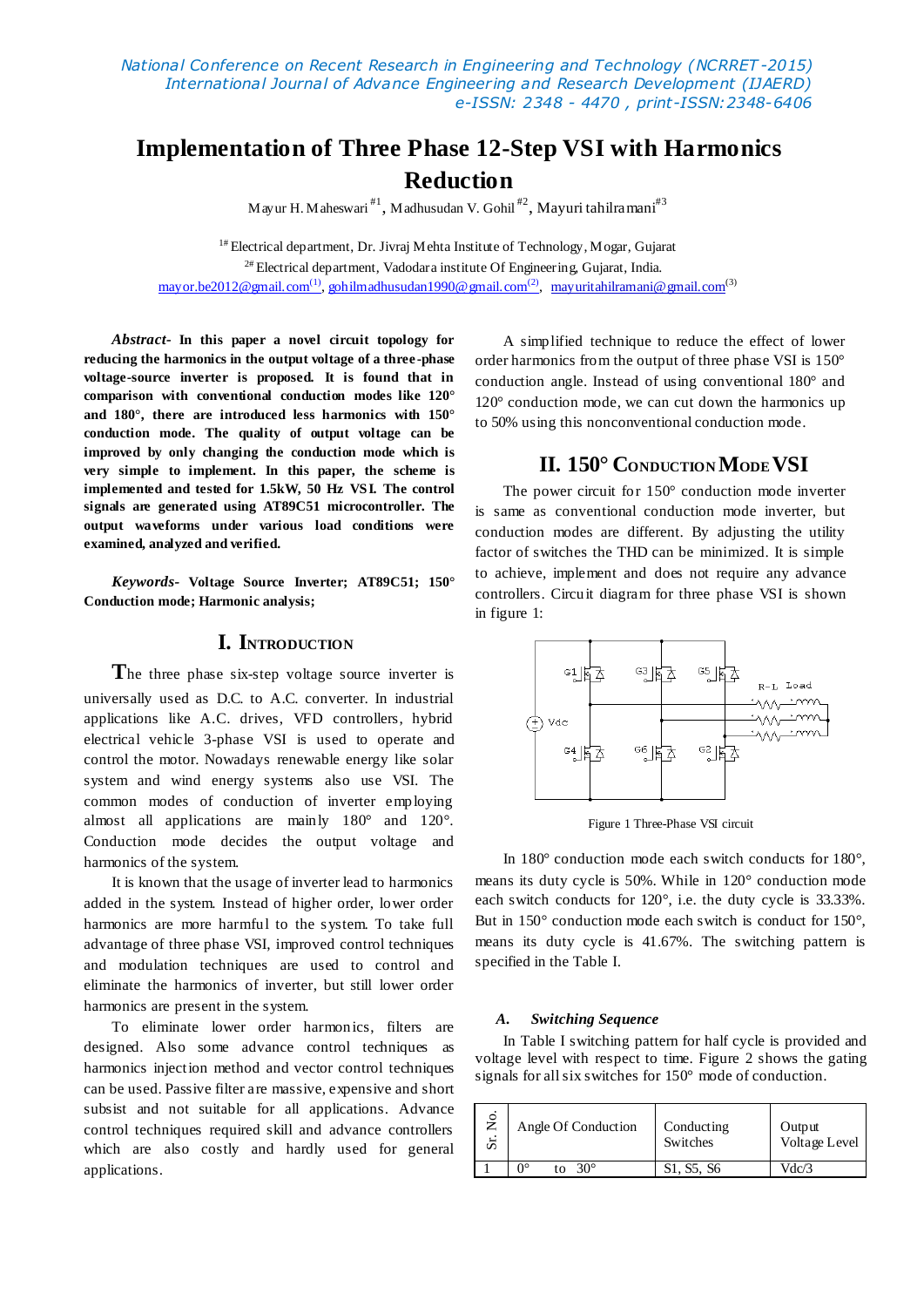# Implementation of Three Phase 12-Step VSI with Harmonics Reduction

Mayur H. Maheswari[#1], Madhusudan V. Gohil[#2], Mayuri tahilramani[#3]

[1#] Electrical department, Dr. Jivraj Mehta Institute of Technology, Mogar, Gujarat
[2#] Electrical department, Vadodara institute Of Engineering, Gujarat, India.
mayor.be2012@gmail.com[(1)], gohilmadhusudan1990@gmail.com[(2)], mayuritahilramani@gmail.com[(3)]

***Abstract-*** **In this paper a novel circuit topology for reducing the harmonics in the output voltage of a three-phase voltage-source inverter is proposed. It is found that in comparison with conventional conduction modes like 120° and 180°, there are introduced less harmonics with 150° conduction mode. The quality of output voltage can be improved by only changing the conduction mode which is very simple to implement. In this paper, the scheme is implemented and tested for 1.5kW, 50 Hz VSI. The control signals are generated using AT89C51 microcontroller. The output waveforms under various load conditions were examined, analyzed and verified.**

***Keywords-*** **Voltage Source Inverter; AT89C51; 150° Conduction mode; Harmonic analysis;**

## I. Introduction

The three phase six-step voltage source inverter is universally used as D.C. to A.C. converter. In industrial applications like A.C. drives, VFD controllers, hybrid electrical vehicle 3-phase VSI is used to operate and control the motor. Nowadays renewable energy like solar system and wind energy systems also use VSI. The common modes of conduction of inverter employing almost all applications are mainly 180° and 120°. Conduction mode decides the output voltage and harmonics of the system.

It is known that the usage of inverter lead to harmonics added in the system. Instead of higher order, lower order harmonics are more harmful to the system. To take full advantage of three phase VSI, improved control techniques and modulation techniques are used to control and eliminate the harmonics of inverter, but still lower order harmonics are present in the system.

To eliminate lower order harmonics, filters are designed. Also some advance control techniques as harmonics injection method and vector control techniques can be used. Passive filter are massive, expensive and short subsist and not suitable for all applications. Advance control techniques required skill and advance controllers which are also costly and hardly used for general applications.

A simplified technique to reduce the effect of lower order harmonics from the output of three phase VSI is 150° conduction angle. Instead of using conventional 180° and 120° conduction mode, we can cut down the harmonics up to 50% using this nonconventional conduction mode.

## II. 150° Conduction Mode VSI

The power circuit for 150° conduction mode inverter is same as conventional conduction mode inverter, but conduction modes are different. By adjusting the utility factor of switches the THD can be minimized. It is simple to achieve, implement and does not require any advance controllers. Circuit diagram for three phase VSI is shown in figure 1:

Figure 1 Three-Phase VSI circuit

In 180° conduction mode each switch conducts for 180°, means its duty cycle is 50%. While in 120° conduction mode each switch conducts for 120°, i.e. the duty cycle is 33.33%. But in 150° conduction mode each switch is conduct for 150°, means its duty cycle is 41.67%. The switching pattern is specified in the Table I.

### *A. Switching Sequence*

In Table I switching pattern for half cycle is provided and voltage level with respect to time. Figure 2 shows the gating signals for all six switches for 150° mode of conduction.

| Sr. No. | Angle Of Conduction | Conducting Switches | Output Voltage Level |
|---|---|---|---|
| 1 | 0° to 30° | S1, S5, S6 | Vdc/3 |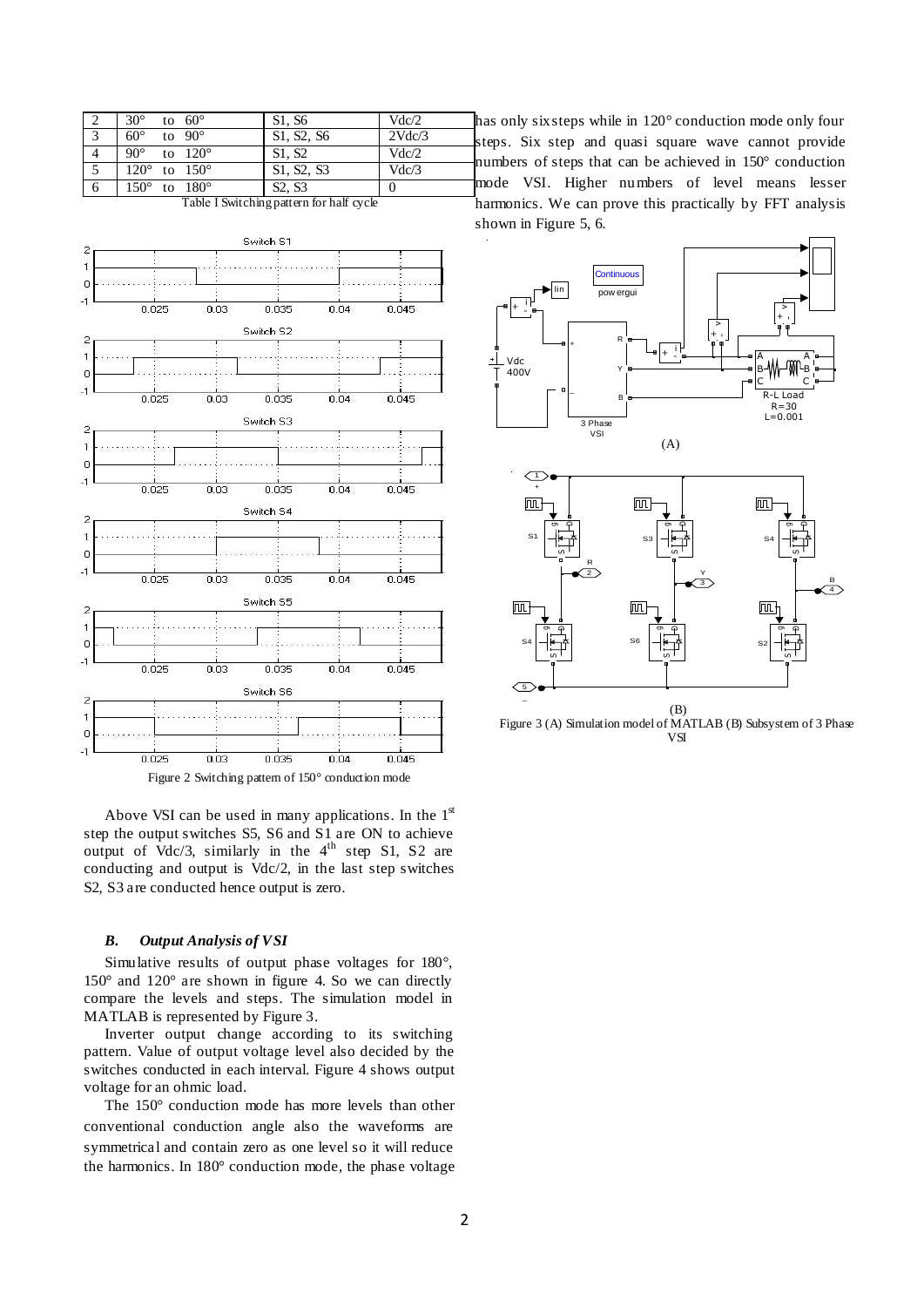| 2 | 30° to 60° | S1, S6 | Vdc/2 |
|---|---|---|---|
| 3 | 60° to 90° | S1, S2, S6 | 2Vdc/3 |
| 4 | 90° to 120° | S1, S2 | Vdc/2 |
| 5 | 120° to 150° | S1, S2, S3 | Vdc/3 |
| 6 | 150° to 180° | S2, S3 | 0 |

Table I Switching pattern for half cycle

Figure 2 Switching pattern of 150° conduction mode

Above VSI can be used in many applications. In the 1st step the output switches S5, S6 and S1 are ON to achieve output of Vdc/3, similarly in the 4th step S1, S2 are conducting and output is Vdc/2, in the last step switches S2, S3 are conducted hence output is zero.

### *B. Output Analysis of VSI*

Simulative results of output phase voltages for 180°, 150° and 120° are shown in figure 4. So we can directly compare the levels and steps. The simulation model in MATLAB is represented by Figure 3.

Inverter output change according to its switching pattern. Value of output voltage level also decided by the switches conducted in each interval. Figure 4 shows output voltage for an ohmic load.

The 150° conduction mode has more levels than other conventional conduction angle also the waveforms are symmetrical and contain zero as one level so it will reduce the harmonics. In 180° conduction mode, the phase voltage has only six steps while in 120° conduction mode only four steps. Six step and quasi square wave cannot provide numbers of steps that can be achieved in 150° conduction mode VSI. Higher numbers of level means lesser harmonics. We can prove this practically by FFT analysis shown in Figure 5, 6.

(A)

(B)

Figure 3 (A) Simulation model of MATLAB (B) Subsystem of 3 Phase VSI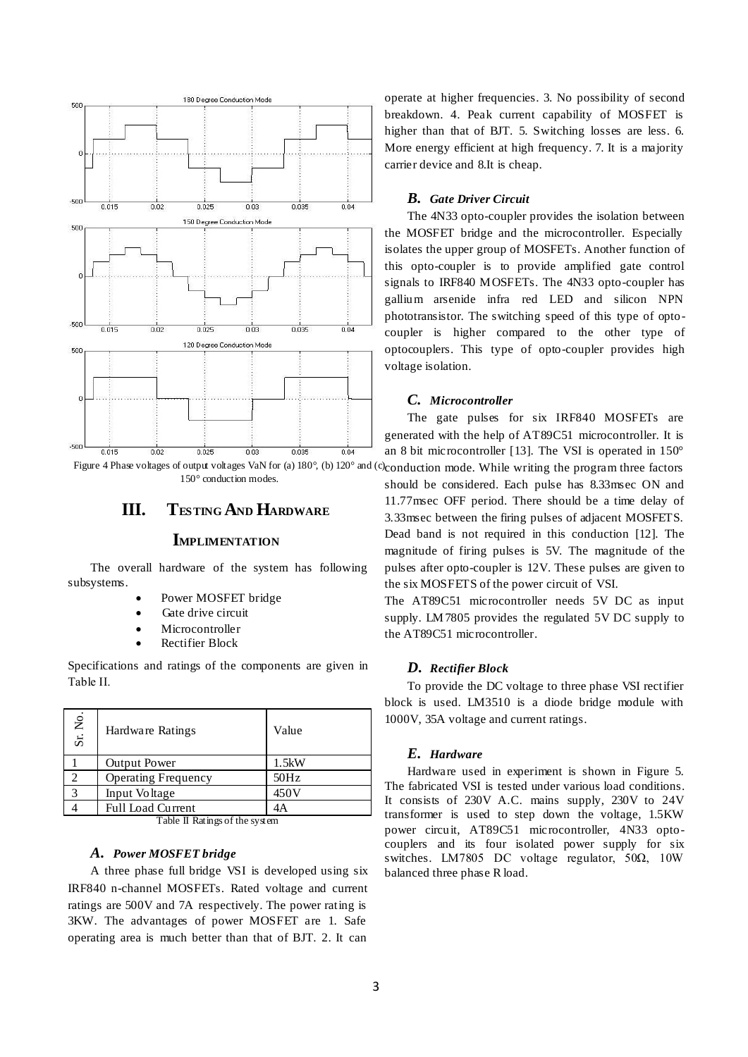Figure 4 Phase voltages of output voltages VaN for (a) 180°, (b) 120° and (c) 150° conduction modes.

## III. Testing And Hardware Implimentation

The overall hardware of the system has following subsystems.

- Power MOSFET bridge
- Gate drive circuit
- Microcontroller
- Rectifier Block

Specifications and ratings of the components are given in Table II.

| Sr. No. | Hardware Ratings | Value |
|---|---|---|
| 1 | Output Power | 1.5kW |
| 2 | Operating Frequency | 50Hz |
| 3 | Input Voltage | 450V |
| 4 | Full Load Current | 4A |

Table II Ratings of the system

### *A. Power MOSFET bridge*

A three phase full bridge VSI is developed using six IRF840 n-channel MOSFETs. Rated voltage and current ratings are 500V and 7A respectively. The power rating is 3KW. The advantages of power MOSFET are 1. Safe operating area is much better than that of BJT. 2. It can operate at higher frequencies. 3. No possibility of second breakdown. 4. Peak current capability of MOSFET is higher than that of BJT. 5. Switching losses are less. 6. More energy efficient at high frequency. 7. It is a majority carrier device and 8.It is cheap.

### *B. Gate Driver Circuit*

The 4N33 opto-coupler provides the isolation between the MOSFET bridge and the microcontroller. Especially isolates the upper group of MOSFETs. Another function of this opto-coupler is to provide amplified gate control signals to IRF840 MOSFETs. The 4N33 opto-coupler has gallium arsenide infra red LED and silicon NPN phototransistor. The switching speed of this type of opto-coupler is higher compared to the other type of optocouplers. This type of opto-coupler provides high voltage isolation.

### *C. Microcontroller*

The gate pulses for six IRF840 MOSFETs are generated with the help of AT89C51 microcontroller. It is an 8 bit microcontroller [13]. The VSI is operated in 150° conduction mode. While writing the program three factors should be considered. Each pulse has 8.33msec ON and 11.77msec OFF period. There should be a time delay of 3.33msec between the firing pulses of adjacent MOSFETS. Dead band is not required in this conduction [12]. The magnitude of firing pulses is 5V. The magnitude of the pulses after opto-coupler is 12V. These pulses are given to the six MOSFETS of the power circuit of VSI.

The AT89C51 microcontroller needs 5V DC as input supply. LM7805 provides the regulated 5V DC supply to the AT89C51 microcontroller.

### *D. Rectifier Block*

To provide the DC voltage to three phase VSI rectifier block is used. LM3510 is a diode bridge module with 1000V, 35A voltage and current ratings.

### *E. Hardware*

Hardware used in experiment is shown in Figure 5. The fabricated VSI is tested under various load conditions. It consists of 230V A.C. mains supply, 230V to 24V transformer is used to step down the voltage, 1.5KW power circuit, AT89C51 microcontroller, 4N33 opto-couplers and its four isolated power supply for six switches. LM7805 DC voltage regulator, 50Ω, 10W balanced three phase R load.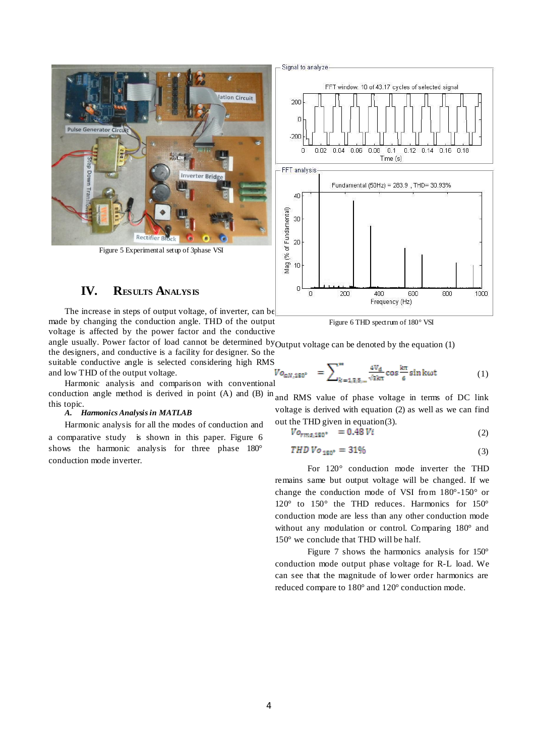Figure 5 Experimental setup of 3phase VSI

Figure 6 THD spectrum of 180° VSI

## IV. Results Analysis

The increase in steps of output voltage, of inverter, can be made by changing the conduction angle. THD of the output voltage is affected by the power factor and the conductive angle usually. Power factor of load cannot be determined by the designers, and conductive is a facility for designer. So the suitable conductive angle is selected considering high RMS and low THD of the output voltage.

Harmonic analysis and comparison with conventional conduction angle method is derived in point (A) and (B) in this topic.

### *A. Harmonics Analysis in MATLAB*

Harmonic analysis for all the modes of conduction and a comparative study is shown in this paper. Figure 6 shows the harmonic analysis for three phase 180° conduction mode inverter.

Output voltage can be denoted by the equation (1)

$$Vo_{aN,180^\circ} = \sum_{k=1,3,5,\dots}^{\infty} \frac{4V_d}{\sqrt{3}k\pi} \cos\frac{k\pi}{6} \sin k\omega t \qquad (1)$$

and RMS value of phase voltage in terms of DC link voltage is derived with equation (2) as well as we can find out the THD given in equation(3).

$$Vo_{rms,180^\circ} = 0.48\,Vi \qquad (2)$$

$$THD\ Vo_{180^\circ} = 31\% \qquad (3)$$

For 120° conduction mode inverter the THD remains same but output voltage will be changed. If we change the conduction mode of VSI from 180°-150° or 120° to 150° the THD reduces. Harmonics for 150° conduction mode are less than any other conduction mode without any modulation or control. Comparing 180° and 150° we conclude that THD will be half.

Figure 7 shows the harmonics analysis for 150° conduction mode output phase voltage for R-L load. We can see that the magnitude of lower order harmonics are reduced compare to 180° and 120° conduction mode.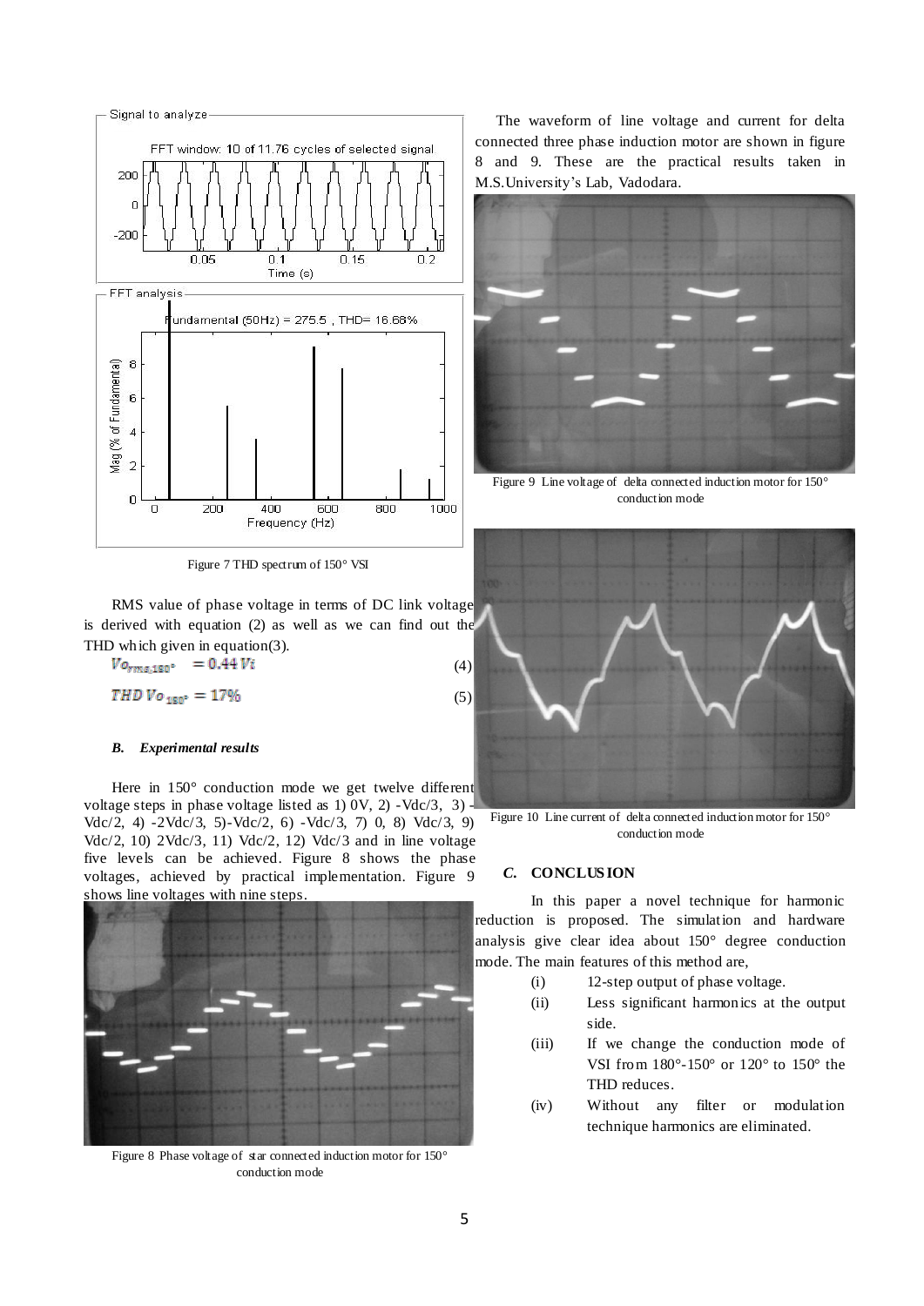Figure 7 THD spectrum of 150° VSI

RMS value of phase voltage in terms of DC link voltage is derived with equation (2) as well as we can find out the THD which given in equation(3).

$$Vo_{rms,180°} = 0.44\,Vi \quad (4)$$

$$THD\,Vo_{180°} = 17\% \quad (5)$$

### B. *Experimental results*

Here in 150° conduction mode we get twelve different voltage steps in phase voltage listed as 1) 0V, 2) -Vdc/3, 3) -Vdc/2, 4) -2Vdc/3, 5)-Vdc/2, 6) -Vdc/3, 7) 0, 8) Vdc/3, 9) Vdc/2, 10) 2Vdc/3, 11) Vdc/2, 12) Vdc/3 and in line voltage five levels can be achieved. Figure 8 shows the phase voltages, achieved by practical implementation. Figure 9 shows line voltages with nine steps.

Figure 8 Phase voltage of star connected induction motor for 150° conduction mode

The waveform of line voltage and current for delta connected three phase induction motor are shown in figure 8 and 9. These are the practical results taken in M.S.University's Lab, Vadodara.

Figure 9 Line voltage of delta connected induction motor for 150° conduction mode

Figure 10 Line current of delta connected induction motor for 150° conduction mode

### C. CONCLUSION

In this paper a novel technique for harmonic reduction is proposed. The simulation and hardware analysis give clear idea about 150° degree conduction mode. The main features of this method are,

(i) 12-step output of phase voltage.

(ii) Less significant harmonics at the output side.

(iii) If we change the conduction mode of VSI from 180°-150° or 120° to 150° the THD reduces.

(iv) Without any filter or modulation technique harmonics are eliminated.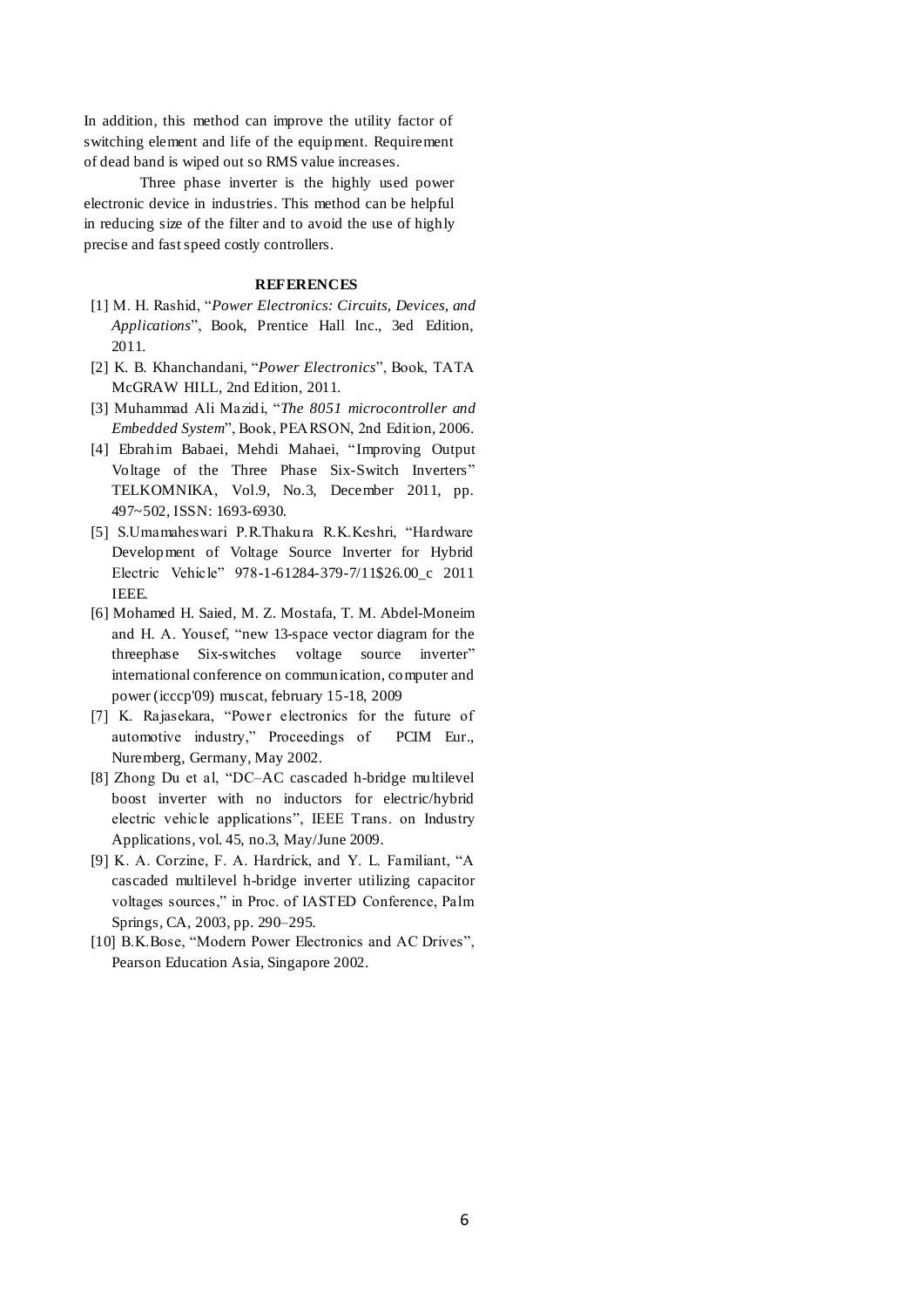In addition, this method can improve the utility factor of switching element and life of the equipment. Requirement of dead band is wiped out so RMS value increases.

Three phase inverter is the highly used power electronic device in industries. This method can be helpful in reducing size of the filter and to avoid the use of highly precise and fast speed costly controllers.

## REFERENCES

[1] M. H. Rashid, "*Power Electronics: Circuits, Devices, and Applications*", Book, Prentice Hall Inc., 3ed Edition, 2011.

[2] K. B. Khanchandani, "*Power Electronics*", Book, TATA McGRAW HILL, 2nd Edition, 2011.

[3] Muhammad Ali Mazidi, "*The 8051 microcontroller and Embedded System*", Book, PEARSON, 2nd Edition, 2006.

[4] Ebrahim Babaei, Mehdi Mahaei, "Improving Output Voltage of the Three Phase Six-Switch Inverters" TELKOMNIKA, Vol.9, No.3, December 2011, pp. 497~502, ISSN: 1693-6930.

[5] S.Umamaheswari P.R.Thakura R.K.Keshri, "Hardware Development of Voltage Source Inverter for Hybrid Electric Vehicle" 978-1-61284-379-7/11$26.00_c 2011 IEEE.

[6] Mohamed H. Saied, M. Z. Mostafa, T. M. Abdel-Moneim and H. A. Yousef, "new 13-space vector diagram for the threephase Six-switches voltage source inverter" international conference on communication, computer and power (icccp'09) muscat, february 15-18, 2009

[7] K. Rajasekara, "Power electronics for the future of automotive industry," Proceedings of PCIM Eur., Nuremberg, Germany, May 2002.

[8] Zhong Du et al, "DC–AC cascaded h-bridge multilevel boost inverter with no inductors for electric/hybrid electric vehicle applications", IEEE Trans. on Industry Applications, vol. 45, no.3, May/June 2009.

[9] K. A. Corzine, F. A. Hardrick, and Y. L. Familiant, "A cascaded multilevel h-bridge inverter utilizing capacitor voltages sources," in Proc. of IASTED Conference, Palm Springs, CA, 2003, pp. 290–295.

[10] B.K.Bose, "Modern Power Electronics and AC Drives", Pearson Education Asia, Singapore 2002.